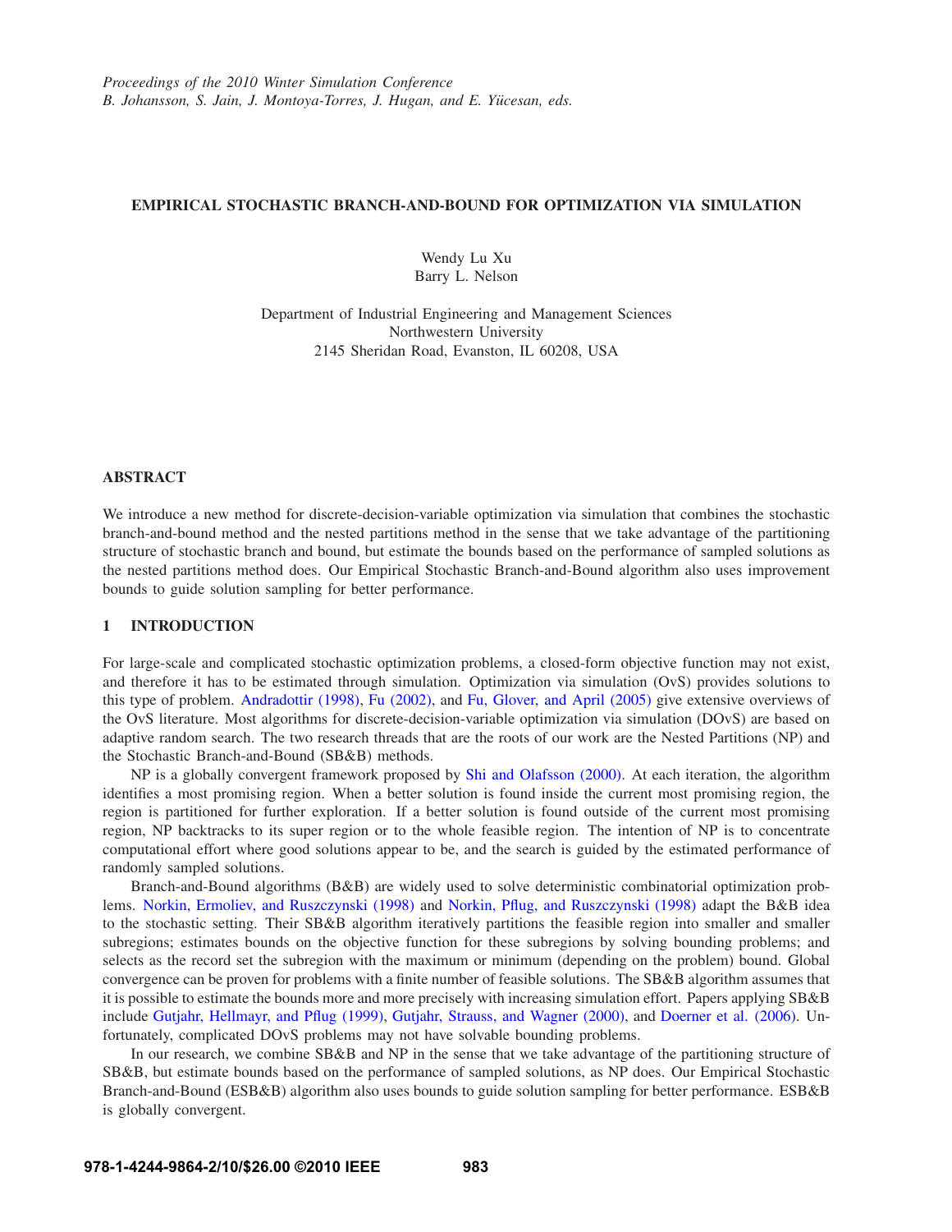*Proceedings of the 2010 Winter Simulation Conference*
*B. Johansson, S. Jain, J. Montoya-Torres, J. Hugan, and E. Yücesan, eds.*

# EMPIRICAL STOCHASTIC BRANCH-AND-BOUND FOR OPTIMIZATION VIA SIMULATION

Wendy Lu Xu
Barry L. Nelson

Department of Industrial Engineering and Management Sciences
Northwestern University
2145 Sheridan Road, Evanston, IL 60208, USA

## ABSTRACT

We introduce a new method for discrete-decision-variable optimization via simulation that combines the stochastic branch-and-bound method and the nested partitions method in the sense that we take advantage of the partitioning structure of stochastic branch and bound, but estimate the bounds based on the performance of sampled solutions as the nested partitions method does. Our Empirical Stochastic Branch-and-Bound algorithm also uses improvement bounds to guide solution sampling for better performance.

## 1 INTRODUCTION

For large-scale and complicated stochastic optimization problems, a closed-form objective function may not exist, and therefore it has to be estimated through simulation. Optimization via simulation (OvS) provides solutions to this type of problem. Andradottir (1998), Fu (2002), and Fu, Glover, and April (2005) give extensive overviews of the OvS literature. Most algorithms for discrete-decision-variable optimization via simulation (DOvS) are based on adaptive random search. The two research threads that are the roots of our work are the Nested Partitions (NP) and the Stochastic Branch-and-Bound (SB&B) methods.

NP is a globally convergent framework proposed by Shi and Olafsson (2000). At each iteration, the algorithm identifies a most promising region. When a better solution is found inside the current most promising region, the region is partitioned for further exploration. If a better solution is found outside of the current most promising region, NP backtracks to its super region or to the whole feasible region. The intention of NP is to concentrate computational effort where good solutions appear to be, and the search is guided by the estimated performance of randomly sampled solutions.

Branch-and-Bound algorithms (B&B) are widely used to solve deterministic combinatorial optimization problems. Norkin, Ermoliev, and Ruszczynski (1998) and Norkin, Pflug, and Ruszczynski (1998) adapt the B&B idea to the stochastic setting. Their SB&B algorithm iteratively partitions the feasible region into smaller and smaller subregions; estimates bounds on the objective function for these subregions by solving bounding problems; and selects as the record set the subregion with the maximum or minimum (depending on the problem) bound. Global convergence can be proven for problems with a finite number of feasible solutions. The SB&B algorithm assumes that it is possible to estimate the bounds more and more precisely with increasing simulation effort. Papers applying SB&B include Gutjahr, Hellmayr, and Pflug (1999), Gutjahr, Strauss, and Wagner (2000), and Doerner et al. (2006). Unfortunately, complicated DOvS problems may not have solvable bounding problems.

In our research, we combine SB&B and NP in the sense that we take advantage of the partitioning structure of SB&B, but estimate bounds based on the performance of sampled solutions, as NP does. Our Empirical Stochastic Branch-and-Bound (ESB&B) algorithm also uses bounds to guide solution sampling for better performance. ESB&B is globally convergent.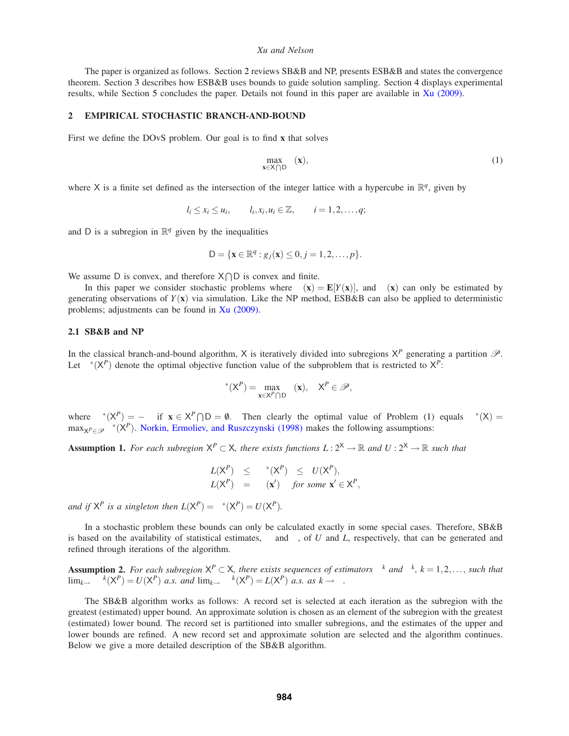The paper is organized as follows. Section 2 reviews SB&B and NP, presents ESB&B and states the convergence theorem. Section 3 describes how ESB&B uses bounds to guide solution sampling. Section 4 displays experimental results, while Section 5 concludes the paper. Details not found in this paper are available in Xu (2009).

## 2 EMPIRICAL STOCHASTIC BRANCH-AND-BOUND

First we define the DOvS problem. Our goal is to find $\mathbf{x}$ that solves

$$\max_{\mathbf{x}\in \mathsf{X}\bigcap \mathsf{D}} \quad (\mathbf{x}), \tag{1}$$

where $\mathsf{X}$ is a finite set defined as the intersection of the integer lattice with a hypercube in $\mathbb{R}^q$, given by

$$l_i \leq x_i \leq u_i, \qquad l_i, x_i, u_i \in \mathbb{Z}, \qquad i = 1, 2, \ldots, q;$$

and $\mathsf{D}$ is a subregion in $\mathbb{R}^q$ given by the inequalities

$$\mathsf{D} = \{\mathbf{x} \in \mathbb{R}^q : g_j(\mathbf{x}) \leq 0, j = 1, 2, \ldots, p\}.$$

We assume $\mathsf{D}$ is convex, and therefore $\mathsf{X}\bigcap\mathsf{D}$ is convex and finite.

In this paper we consider stochastic problems where $\quad(\mathbf{x}) = \mathbf{E}[Y(\mathbf{x})]$, and $\quad(\mathbf{x})$ can only be estimated by generating observations of $Y(\mathbf{x})$ via simulation. Like the NP method, ESB&B can also be applied to deterministic problems; adjustments can be found in Xu (2009).

### 2.1 SB&B and NP

In the classical branch-and-bound algorithm, $\mathsf{X}$ is iteratively divided into subregions $\mathsf{X}^P$ generating a partition $\mathscr{P}$. Let $\quad^*(\mathsf{X}^P)$ denote the optimal objective function value of the subproblem that is restricted to $\mathsf{X}^P$:

$$^*(\mathsf{X}^P) = \max_{\mathbf{x}\in \mathsf{X}^P\bigcap \mathsf{D}} \quad (\mathbf{x}), \quad \mathsf{X}^P \in \mathscr{P},$$

where $\quad^*(\mathsf{X}^P) = -\quad$ if $\mathbf{x} \in \mathsf{X}^P\bigcap\mathsf{D} = \emptyset$. Then clearly the optimal value of Problem (1) equals $\quad^*(\mathsf{X}) = \max_{\mathsf{X}^P\in\mathscr{P}} \quad^*(\mathsf{X}^P)$. Norkin, Ermoliev, and Ruszczynski (1998) makes the following assumptions:

**Assumption 1.** *For each subregion $\mathsf{X}^P \subset \mathsf{X}$, there exists functions $L : 2^{\mathsf{X}} \to \mathbb{R}$ and $U : 2^{\mathsf{X}} \to \mathbb{R}$ such that*

$$\begin{aligned} L(\mathsf{X}^P) \quad &\leq \quad ^*(\mathsf{X}^P) \quad \leq \quad U(\mathsf{X}^P), \\ L(\mathsf{X}^P) \quad &= \quad (\mathbf{x}') \quad \textit{for some } \mathbf{x}' \in \mathsf{X}^P, \end{aligned}$$

*and if $\mathsf{X}^P$ is a singleton then $L(\mathsf{X}^P) = \quad^*(\mathsf{X}^P) = U(\mathsf{X}^P)$.*

In a stochastic problem these bounds can only be calculated exactly in some special cases. Therefore, SB&B is based on the availability of statistical estimates, and , of $U$ and $L$, respectively, that can be generated and refined through iterations of the algorithm.

**Assumption 2.** *For each subregion $\mathsf{X}^P \subset \mathsf{X}$, there exists sequences of estimators $\quad^k$ and $\quad^k$, $k = 1, 2, \ldots$, such that $\lim_{k\to} \quad^k(\mathsf{X}^P) = U(\mathsf{X}^P)$ a.s. and $\lim_{k\to} \quad^k(\mathsf{X}^P) = L(\mathsf{X}^P)$ a.s. as $k \to$ .*

The SB&B algorithm works as follows: A record set is selected at each iteration as the subregion with the greatest (estimated) upper bound. An approximate solution is chosen as an element of the subregion with the greatest (estimated) lower bound. The record set is partitioned into smaller subregions, and the estimates of the upper and lower bounds are refined. A new record set and approximate solution are selected and the algorithm continues. Below we give a more detailed description of the SB&B algorithm.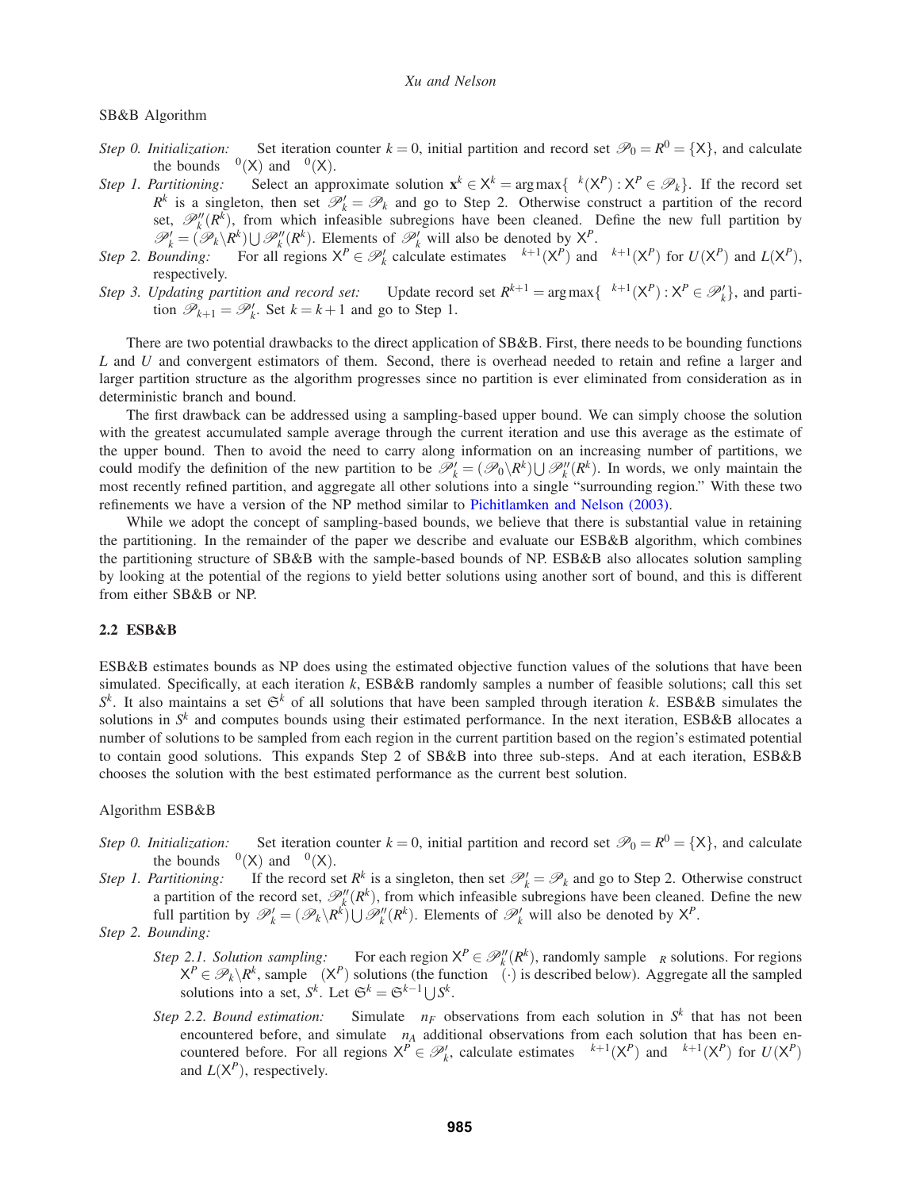SB&B Algorithm

*Step 0. Initialization:* Set iteration counter $k = 0$, initial partition and record set $\mathscr{P}_0 = R^0 = \{\mathsf{X}\}$, and calculate the bounds $\hat{U}^0(\mathsf{X})$ and $\hat{L}^0(\mathsf{X})$.

*Step 1. Partitioning:* Select an approximate solution $\mathbf{x}^k \in \mathsf{X}^k = \arg\max\{\hat{U}^k(\mathsf{X}^P) : \mathsf{X}^P \in \mathscr{P}_k\}$. If the record set $R^k$ is a singleton, then set $\mathscr{P}'_k = \mathscr{P}_k$ and go to Step 2. Otherwise construct a partition of the record set, $\mathscr{P}''_k(R^k)$, from which infeasible subregions have been cleaned. Define the new full partition by $\mathscr{P}'_k = (\mathscr{P}_k \backslash R^k) \bigcup \mathscr{P}''_k(R^k)$. Elements of $\mathscr{P}'_k$ will also be denoted by $\mathsf{X}^P$.

*Step 2. Bounding:* For all regions $\mathsf{X}^P \in \mathscr{P}'_k$ calculate estimates $\hat{U}^{k+1}(\mathsf{X}^P)$ and $\hat{L}^{k+1}(\mathsf{X}^P)$ for $U(\mathsf{X}^P)$ and $L(\mathsf{X}^P)$, respectively.

*Step 3. Updating partition and record set:* Update record set $R^{k+1} = \arg\max\{\hat{U}^{k+1}(\mathsf{X}^P) : \mathsf{X}^P \in \mathscr{P}'_k\}$, and partition $\mathscr{P}_{k+1} = \mathscr{P}'_k$. Set $k = k+1$ and go to Step 1.

There are two potential drawbacks to the direct application of SB&B. First, there needs to be bounding functions $L$ and $U$ and convergent estimators of them. Second, there is overhead needed to retain and refine a larger and larger partition structure as the algorithm progresses since no partition is ever eliminated from consideration as in deterministic branch and bound.

The first drawback can be addressed using a sampling-based upper bound. We can simply choose the solution with the greatest accumulated sample average through the current iteration and use this average as the estimate of the upper bound. Then to avoid the need to carry along information on an increasing number of partitions, we could modify the definition of the new partition to be $\mathscr{P}'_k = (\mathscr{P}_0 \backslash R^k) \bigcup \mathscr{P}''_k(R^k)$. In words, we only maintain the most recently refined partition, and aggregate all other solutions into a single "surrounding region." With these two refinements we have a version of the NP method similar to Pichitlamken and Nelson (2003).

While we adopt the concept of sampling-based bounds, we believe that there is substantial value in retaining the partitioning. In the remainder of the paper we describe and evaluate our ESB&B algorithm, which combines the partitioning structure of SB&B with the sample-based bounds of NP. ESB&B also allocates solution sampling by looking at the potential of the regions to yield better solutions using another sort of bound, and this is different from either SB&B or NP.

## 2.2 ESB&B

ESB&B estimates bounds as NP does using the estimated objective function values of the solutions that have been simulated. Specifically, at each iteration $k$, ESB&B randomly samples a number of feasible solutions; call this set $S^k$. It also maintains a set $\mathfrak{S}^k$ of all solutions that have been sampled through iteration $k$. ESB&B simulates the solutions in $S^k$ and computes bounds using their estimated performance. In the next iteration, ESB&B allocates a number of solutions to be sampled from each region in the current partition based on the region's estimated potential to contain good solutions. This expands Step 2 of SB&B into three sub-steps. And at each iteration, ESB&B chooses the solution with the best estimated performance as the current best solution.

Algorithm ESB&B

*Step 0. Initialization:* Set iteration counter $k = 0$, initial partition and record set $\mathscr{P}_0 = R^0 = \{\mathsf{X}\}$, and calculate the bounds $\hat{U}^0(\mathsf{X})$ and $\hat{L}^0(\mathsf{X})$.

*Step 1. Partitioning:* If the record set $R^k$ is a singleton, then set $\mathscr{P}'_k = \mathscr{P}_k$ and go to Step 2. Otherwise construct a partition of the record set, $\mathscr{P}''_k(R^k)$, from which infeasible subregions have been cleaned. Define the new full partition by $\mathscr{P}'_k = (\mathscr{P}_k \backslash R^k) \bigcup \mathscr{P}''_k(R^k)$. Elements of $\mathscr{P}'_k$ will also be denoted by $\mathsf{X}^P$.

*Step 2. Bounding:*

- *Step 2.1. Solution sampling:* For each region $\mathsf{X}^P \in \mathscr{P}''_k(R^k)$, randomly sample $\Delta_R$ solutions. For regions $\mathsf{X}^P \in \mathscr{P}_k \backslash R^k$, sample $\Delta(\mathsf{X}^P)$ solutions (the function $\Delta(\cdot)$ is described below). Aggregate all the sampled solutions into a set, $S^k$. Let $\mathfrak{S}^k = \mathfrak{S}^{k-1} \bigcup S^k$.
- *Step 2.2. Bound estimation:* Simulate $\Delta n_F$ observations from each solution in $S^k$ that has not been encountered before, and simulate $\Delta n_A$ additional observations from each solution that has been encountered before. For all regions $\mathsf{X}^P \in \mathscr{P}'_k$, calculate estimates $\hat{U}^{k+1}(\mathsf{X}^P)$ and $\hat{L}^{k+1}(\mathsf{X}^P)$ for $U(\mathsf{X}^P)$ and $L(\mathsf{X}^P)$, respectively.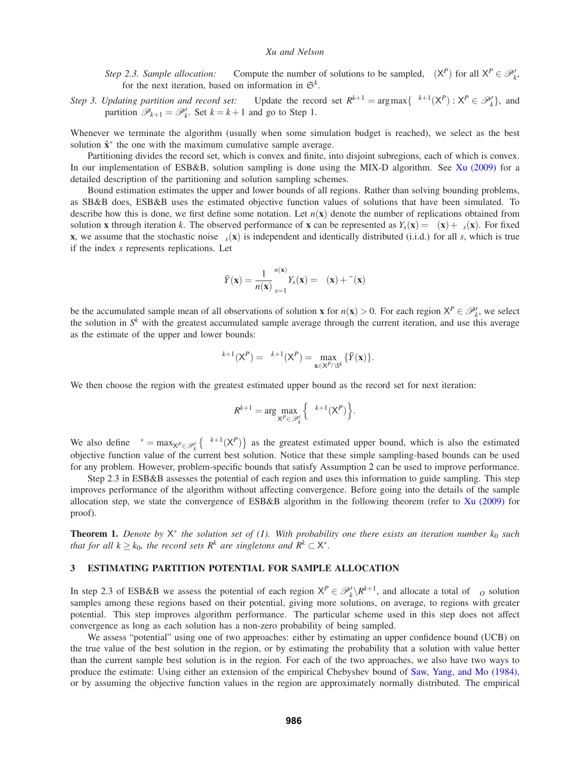*Step 2.3. Sample allocation:* Compute the number of solutions to be sampled, $\sigma(\mathsf{X}^P)$ for all $\mathsf{X}^P \in \mathscr{P}'_k$, for the next iteration, based on information in $\mathfrak{S}^k$.

*Step 3. Updating partition and record set:* Update the record set $R^{k+1} = \arg\max\{\mu^{k+1}(\mathsf{X}^P) : \mathsf{X}^P \in \mathscr{P}'_k\}$, and partition $\mathscr{P}_{k+1} = \mathscr{P}'_k$. Set $k = k+1$ and go to Step 1.

Whenever we terminate the algorithm (usually when some simulation budget is reached), we select as the best solution $\hat{\mathbf{x}}^*$ the one with the maximum cumulative sample average.

Partitioning divides the record set, which is convex and finite, into disjoint subregions, each of which is convex. In our implementation of ESB&B, solution sampling is done using the MIX-D algorithm. See Xu (2009) for a detailed description of the partitioning and solution sampling schemes.

Bound estimation estimates the upper and lower bounds of all regions. Rather than solving bounding problems, as SB&B does, ESB&B uses the estimated objective function values of solutions that have been simulated. To describe how this is done, we first define some notation. Let $n(\mathbf{x})$ denote the number of replications obtained from solution $\mathbf{x}$ through iteration $k$. The observed performance of $\mathbf{x}$ can be represented as $Y_s(\mathbf{x}) = \mu(\mathbf{x}) + \varepsilon_s(\mathbf{x})$. For fixed $\mathbf{x}$, we assume that the stochastic noise $\varepsilon_s(\mathbf{x})$ is independent and identically distributed (i.i.d.) for all $s$, which is true if the index $s$ represents replications. Let

$$\bar{Y}(\mathbf{x}) = \frac{1}{n(\mathbf{x})} \sum_{s=1}^{n(\mathbf{x})} Y_s(\mathbf{x}) = \mu(\mathbf{x}) + \bar{\varepsilon}(\mathbf{x})$$

be the accumulated sample mean of all observations of solution $\mathbf{x}$ for $n(\mathbf{x}) > 0$. For each region $\mathsf{X}^P \in \mathscr{P}'_k$, we select the solution in $S^k$ with the greatest accumulated sample average through the current iteration, and use this average as the estimate of the upper and lower bounds:

$$\mu^{k+1}(\mathsf{X}^P) = \lambda^{k+1}(\mathsf{X}^P) = \max_{\mathbf{x} \in \mathsf{X}^P \cap S^k} \{\bar{Y}(\mathbf{x})\}.$$

We then choose the region with the greatest estimated upper bound as the record set for next iteration:

$$R^{k+1} = \arg \max_{\mathsf{X}^P \in \mathscr{P}'_k} \left\{ \mu^{k+1}(\mathsf{X}^P) \right\}.$$

We also define $\mu^* = \max_{\mathsf{X}^P \in \mathscr{P}'_k} \left\{ \mu^{k+1}(\mathsf{X}^P) \right\}$ as the greatest estimated upper bound, which is also the estimated objective function value of the current best solution. Notice that these simple sampling-based bounds can be used for any problem. However, problem-specific bounds that satisfy Assumption 2 can be used to improve performance.

Step 2.3 in ESB&B assesses the potential of each region and uses this information to guide sampling. This step improves performance of the algorithm without affecting convergence. Before going into the details of the sample allocation step, we state the convergence of ESB&B algorithm in the following theorem (refer to Xu (2009) for proof).

**Theorem 1.** *Denote by $\mathsf{X}^*$ the solution set of (1). With probability one there exists an iteration number $k_0$ such that for all $k \geq k_0$, the record sets $R^k$ are singletons and $R^k \subset \mathsf{X}^*$.*

## 3 ESTIMATING PARTITION POTENTIAL FOR SAMPLE ALLOCATION

In step 2.3 of ESB&B we assess the potential of each region $\mathsf{X}^P \in \mathscr{P}'_k \backslash R^{k+1}$, and allocate a total of $\sigma_O$ solution samples among these regions based on their potential, giving more solutions, on average, to regions with greater potential. This step improves algorithm performance. The particular scheme used in this step does not affect convergence as long as each solution has a non-zero probability of being sampled.

We assess "potential" using one of two approaches: either by estimating an upper confidence bound (UCB) on the true value of the best solution in the region, or by estimating the probability that a solution with value better than the current sample best solution is in the region. For each of the two approaches, we also have two ways to produce the estimate: Using either an extension of the empirical Chebyshev bound of Saw, Yang, and Mo (1984), or by assuming the objective function values in the region are approximately normally distributed. The empirical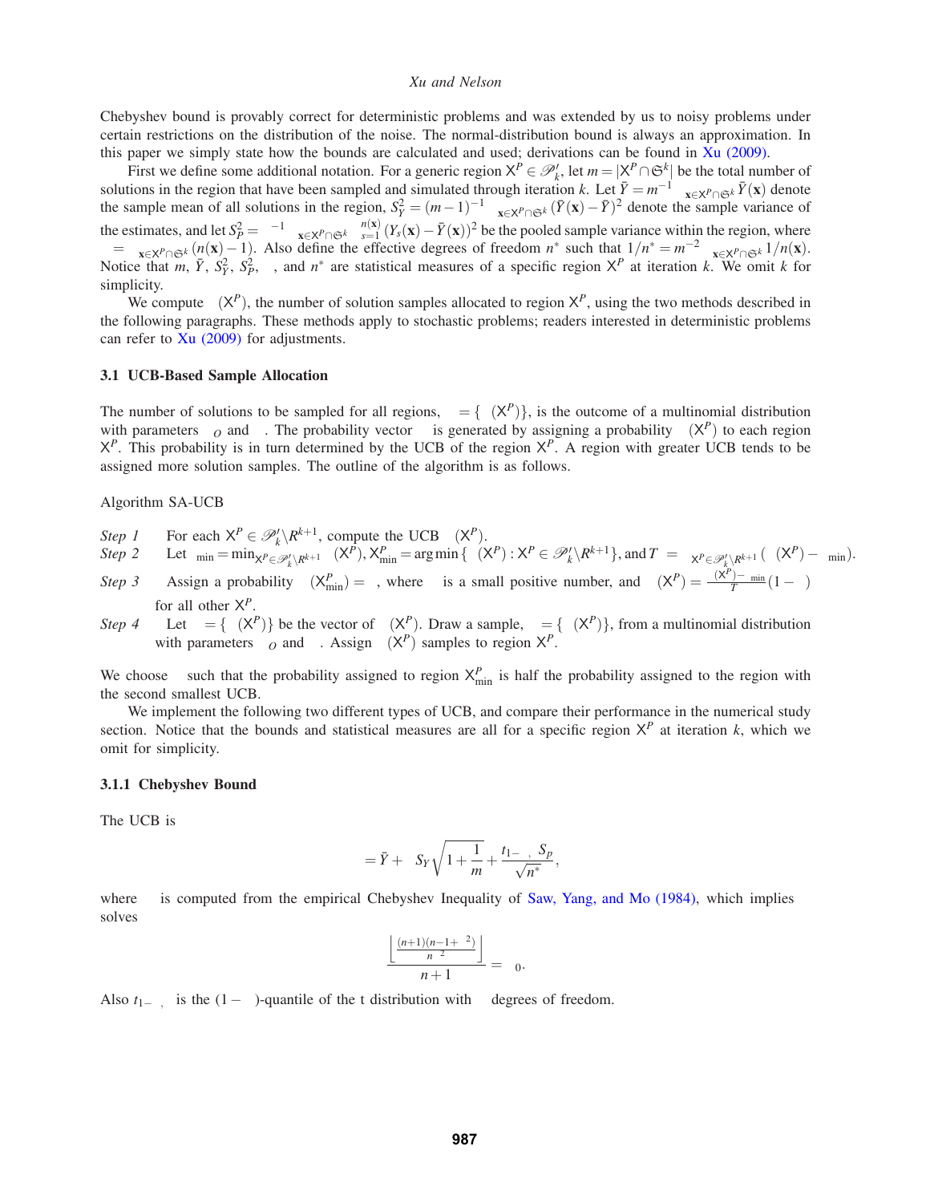Chebyshev bound is provably correct for deterministic problems and was extended by us to noisy problems under certain restrictions on the distribution of the noise. The normal-distribution bound is always an approximation. In this paper we simply state how the bounds are calculated and used; derivations can be found in Xu (2009).

First we define some additional notation. For a generic region $\mathsf{X}^P \in \mathscr{P}_k'$, let $m = |\mathsf{X}^P \cap \mathfrak{S}^k|$ be the total number of solutions in the region that have been sampled and simulated through iteration $k$. Let $\bar{Y} = m^{-1}\sum_{\mathbf{x}\in \mathsf{X}^P\cap\mathfrak{S}^k} \bar{Y}(\mathbf{x})$ denote the sample mean of all solutions in the region, $S_Y^2 = (m-1)^{-1}\sum_{\mathbf{x}\in \mathsf{X}^P\cap\mathfrak{S}^k}(\bar{Y}(\mathbf{x})-\bar{Y})^2$ denote the sample variance of the estimates, and let $S_P^2 = \nu^{-1}\sum_{\mathbf{x}\in \mathsf{X}^P\cap\mathfrak{S}^k}\sum_{s=1}^{n(\mathbf{x})}(Y_s(\mathbf{x})-\bar{Y}(\mathbf{x}))^2$ be the pooled sample variance within the region, where $\nu = \sum_{\mathbf{x}\in \mathsf{X}^P\cap\mathfrak{S}^k}(n(\mathbf{x})-1)$. Also define the effective degrees of freedom $n^*$ such that $1/n^* = m^{-2}\sum_{\mathbf{x}\in \mathsf{X}^P\cap\mathfrak{S}^k} 1/n(\mathbf{x})$. Notice that $m$, $\bar{Y}$, $S_Y^2$, $S_P^2$, $\nu$, and $n^*$ are statistical measures of a specific region $\mathsf{X}^P$ at iteration $k$. We omit $k$ for simplicity.

We compute $\omega(\mathsf{X}^P)$, the number of solution samples allocated to region $\mathsf{X}^P$, using the two methods described in the following paragraphs. These methods apply to stochastic problems; readers interested in deterministic problems can refer to Xu (2009) for adjustments.

### 3.1 UCB-Based Sample Allocation

The number of solutions to be sampled for all regions, $\omega = \{\omega(\mathsf{X}^P)\}$, is the outcome of a multinomial distribution with parameters $\omega_O$ and $\pi$. The probability vector $\pi$ is generated by assigning a probability $\pi(\mathsf{X}^P)$ to each region $\mathsf{X}^P$. This probability is in turn determined by the UCB of the region $\mathsf{X}^P$. A region with greater UCB tends to be assigned more solution samples. The outline of the algorithm is as follows.

Algorithm SA-UCB

*Step 1* For each $\mathsf{X}^P \in \mathscr{P}_k' \backslash R^{k+1}$, compute the UCB $U(\mathsf{X}^P)$.

*Step 2* Let $U_{\min} = \min_{\mathsf{X}^P \in \mathscr{P}_k'\backslash R^{k+1}} U(\mathsf{X}^P)$, $\mathsf{X}^P_{\min} = \arg\min\{U(\mathsf{X}^P) : \mathsf{X}^P \in \mathscr{P}_k'\backslash R^{k+1}\}$, and $T_U = \sum_{\mathsf{X}^P\in\mathscr{P}_k'\backslash R^{k+1}}(U(\mathsf{X}^P)-U_{\min})$.

*Step 3* Assign a probability $\pi(\mathsf{X}^P_{\min}) = \epsilon$, where $\epsilon$ is a small positive number, and $\pi(\mathsf{X}^P) = \frac{U(\mathsf{X}^P)-U_{\min}}{T_U}(1-\epsilon)$ for all other $\mathsf{X}^P$.

*Step 4* Let $\pi = \{\pi(\mathsf{X}^P)\}$ be the vector of $\pi(\mathsf{X}^P)$. Draw a sample, $\omega = \{\omega(\mathsf{X}^P)\}$, from a multinomial distribution with parameters $\omega_O$ and $\pi$. Assign $\omega(\mathsf{X}^P)$ samples to region $\mathsf{X}^P$.

We choose $\epsilon$ such that the probability assigned to region $\mathsf{X}^P_{\min}$ is half the probability assigned to the region with the second smallest UCB.

We implement the following two different types of UCB, and compare their performance in the numerical study section. Notice that the bounds and statistical measures are all for a specific region $\mathsf{X}^P$ at iteration $k$, which we omit for simplicity.

#### 3.1.1 Chebyshev Bound

The UCB is

$$U = \bar{Y} + \lambda S_Y\sqrt{1+\frac{1}{m}} + \frac{t_{1-\alpha,\nu}S_P}{\sqrt{n^*}},$$

where $\lambda$ is computed from the empirical Chebyshev Inequality of Saw, Yang, and Mo (1984), which implies $\lambda$ solves

$$\frac{\left\lfloor \frac{(n+1)(n-1+\lambda^2)}{n\lambda^2}\right\rfloor}{n+1} = \alpha_0.$$

Also $t_{1-\alpha,\nu}$ is the $(1-\alpha)$-quantile of the t distribution with $\nu$ degrees of freedom.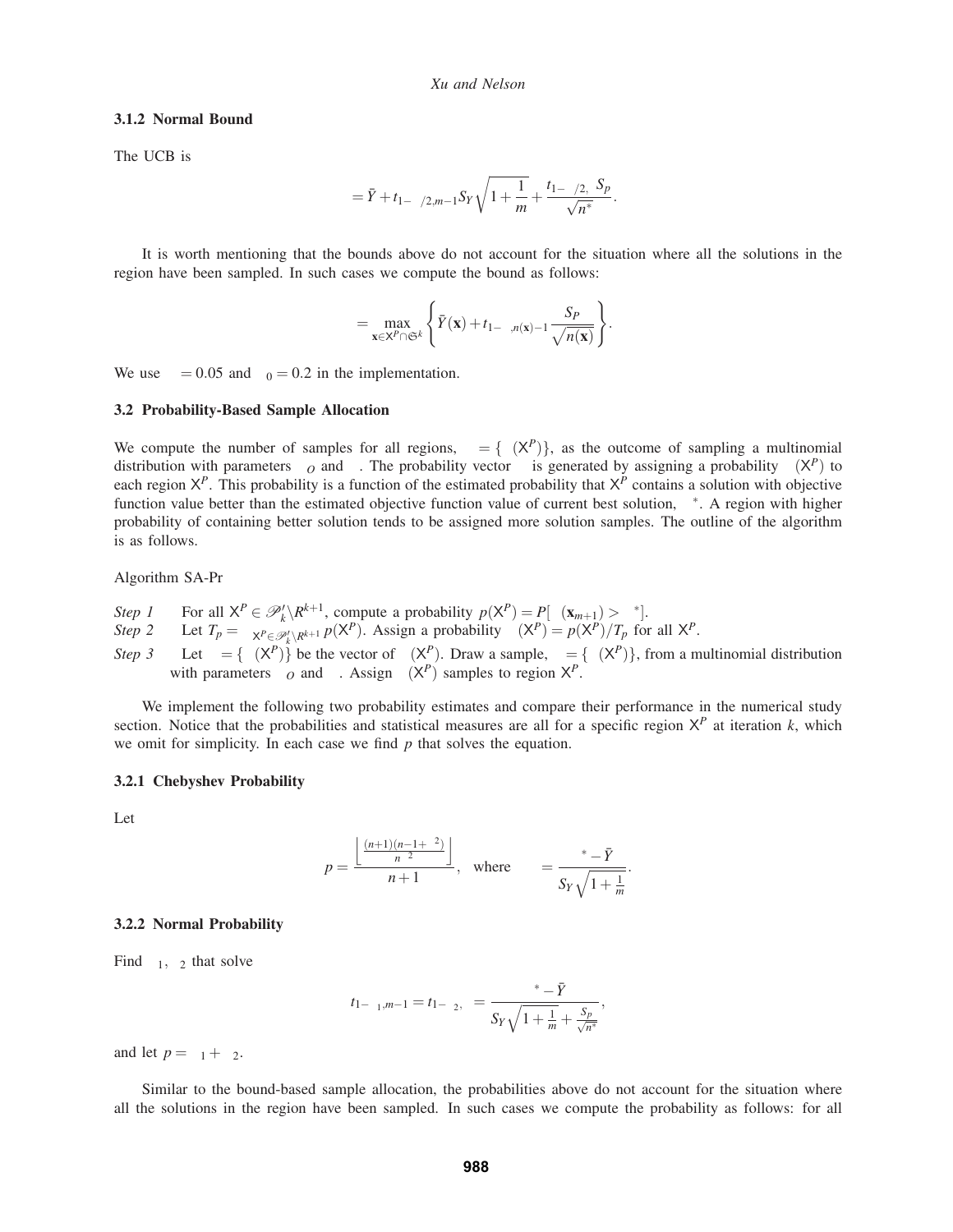### 3.1.2 Normal Bound

The UCB is

$$= \bar{Y} + t_{1- /2,m-1} S_Y \sqrt{1+\frac{1}{m}} + \frac{t_{1- /2, } S_P}{\sqrt{n^*}}.$$

It is worth mentioning that the bounds above do not account for the situation where all the solutions in the region have been sampled. In such cases we compute the bound as follows:

$$= \max_{\mathbf{x} \in \mathsf{X}^P \cap \mathfrak{S}^k} \left\{ \bar{Y}(\mathbf{x}) + t_{1- ,n(\mathbf{x})-1} \frac{S_P}{\sqrt{n(\mathbf{x})}} \right\}.$$

We use $= 0.05$ and $_0 = 0.2$ in the implementation.

## 3.2 Probability-Based Sample Allocation

We compute the number of samples for all regions, $= \{ (\mathsf{X}^P)\}$, as the outcome of sampling a multinomial distribution with parameters $_O$ and . The probability vector is generated by assigning a probability $(\mathsf{X}^P)$ to each region $\mathsf{X}^P$. This probability is a function of the estimated probability that $\mathsf{X}^P$ contains a solution with objective function value better than the estimated objective function value of current best solution, $^*$. A region with higher probability of containing better solution tends to be assigned more solution samples. The outline of the algorithm is as follows.

Algorithm SA-Pr

*Step 1* For all $\mathsf{X}^P \in \mathscr{P}'_k \backslash R^{k+1}$, compute a probability $p(\mathsf{X}^P) = P[ (\mathbf{x}_{m+1}) > \ ^*]$.

*Step 2* Let $T_p = \sum_{\mathsf{X}^P \in \mathscr{P}'_k \backslash R^{k+1}} p(\mathsf{X}^P)$. Assign a probability $(\mathsf{X}^P) = p(\mathsf{X}^P)/T_p$ for all $\mathsf{X}^P$.

*Step 3* Let $= \{ (\mathsf{X}^P)\}$ be the vector of $(\mathsf{X}^P)$. Draw a sample, $= \{ (\mathsf{X}^P)\}$, from a multinomial distribution with parameters $_O$ and . Assign $(\mathsf{X}^P)$ samples to region $\mathsf{X}^P$.

We implement the following two probability estimates and compare their performance in the numerical study section. Notice that the probabilities and statistical measures are all for a specific region $\mathsf{X}^P$ at iteration $k$, which we omit for simplicity. In each case we find $p$ that solves the equation.

### 3.2.1 Chebyshev Probability

Let

$$p = \frac{\left\lfloor \frac{(n+1)(n-1+ \ ^2)}{n \ ^2} \right\rfloor}{n+1}, \quad \text{where} \quad = \frac{\ ^* - \bar{Y}}{S_Y \sqrt{1+\frac{1}{m}}}.$$

### 3.2.2 Normal Probability

Find $_1, \ _2$ that solve

$$t_{1- _1,m-1} = t_{1- _2, } = \frac{\ ^* - \bar{Y}}{S_Y \sqrt{1+\frac{1}{m}} + \frac{S_P}{\sqrt{n^*}}},$$

and let $p = \ _1 + \ _2$.

Similar to the bound-based sample allocation, the probabilities above do not account for the situation where all the solutions in the region have been sampled. In such cases we compute the probability as follows: for all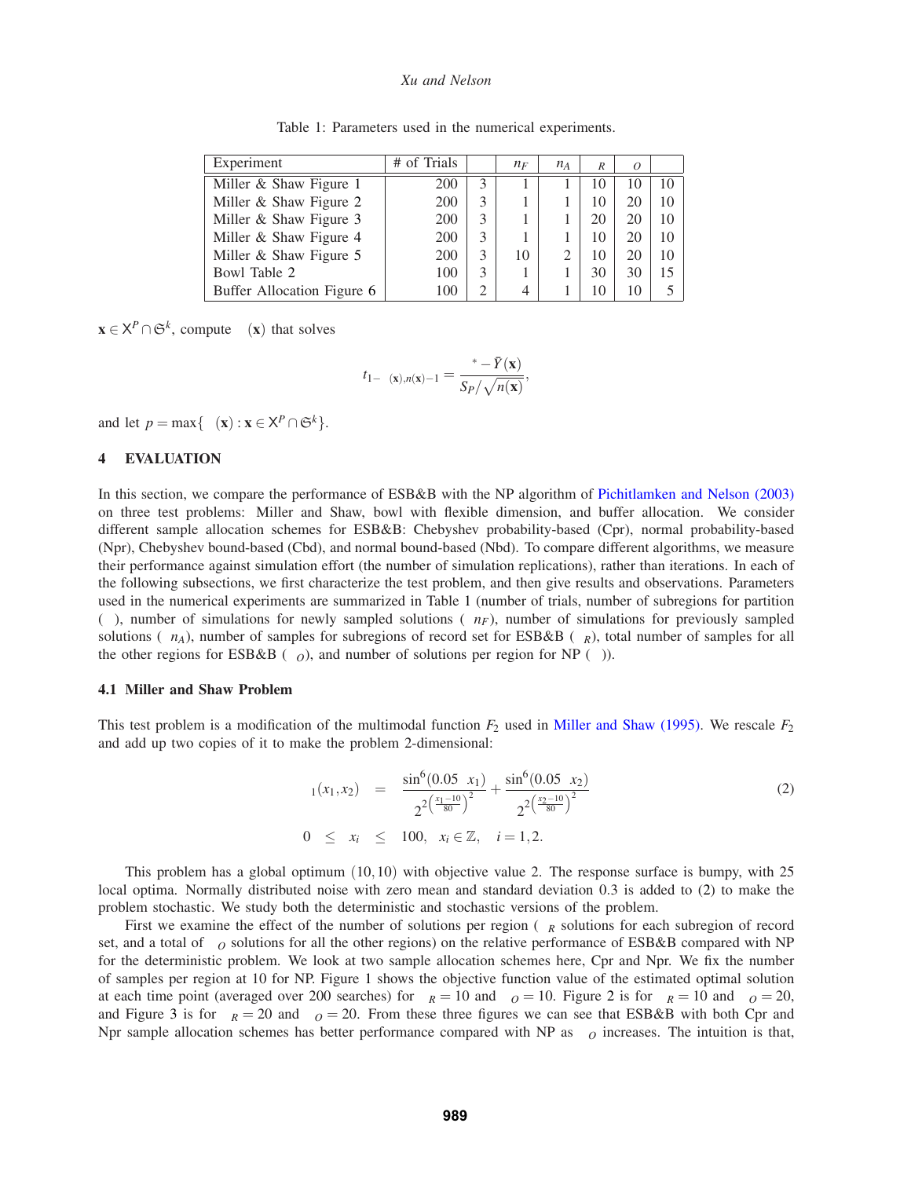Table 1: Parameters used in the numerical experiments.

| Experiment | # of Trials | | $n_F$ | $n_A$ | $_R$ | $_O$ | |
|---|---|---|---|---|---|---|---|
| Miller & Shaw Figure 1 | 200 | 3 | 1 | 1 | 10 | 10 | 10 |
| Miller & Shaw Figure 2 | 200 | 3 | 1 | 1 | 10 | 20 | 10 |
| Miller & Shaw Figure 3 | 200 | 3 | 1 | 1 | 20 | 20 | 10 |
| Miller & Shaw Figure 4 | 200 | 3 | 1 | 1 | 10 | 20 | 10 |
| Miller & Shaw Figure 5 | 200 | 3 | 10 | 2 | 10 | 20 | 10 |
| Bowl Table 2 | 100 | 3 | 1 | 1 | 30 | 30 | 15 |
| Buffer Allocation Figure 6 | 100 | 2 | 4 | 1 | 10 | 10 | 5 |

$\mathbf{x} \in \mathsf{X}^P \cap \mathfrak{S}^k$, compute $(\mathbf{x})$ that solves

$$t_{1-\ (\mathbf{x}),n(\mathbf{x})-1} = \frac{{}^* - \bar{Y}(\mathbf{x})}{S_P/\sqrt{n(\mathbf{x})}},$$

and let $p = \max\{\ (\mathbf{x}) : \mathbf{x} \in \mathsf{X}^P \cap \mathfrak{S}^k\}$.

## 4 EVALUATION

In this section, we compare the performance of ESB&B with the NP algorithm of Pichitlamken and Nelson (2003) on three test problems: Miller and Shaw, bowl with flexible dimension, and buffer allocation. We consider different sample allocation schemes for ESB&B: Chebyshev probability-based (Cpr), normal probability-based (Npr), Chebyshev bound-based (Cbd), and normal bound-based (Nbd). To compare different algorithms, we measure their performance against simulation effort (the number of simulation replications), rather than iterations. In each of the following subsections, we first characterize the test problem, and then give results and observations. Parameters used in the numerical experiments are summarized in Table 1 (number of trials, number of subregions for partition ( ), number of simulations for newly sampled solutions ( $n_F$), number of simulations for previously sampled solutions ( $n_A$), number of samples for subregions of record set for ESB&B ( $_R$), total number of samples for all the other regions for ESB&B ( $_O$), and number of solutions per region for NP ( )).

### 4.1 Miller and Shaw Problem

This test problem is a modification of the multimodal function $F_2$ used in Miller and Shaw (1995). We rescale $F_2$ and add up two copies of it to make the problem 2-dimensional:

$$\begin{aligned} {}_1(x_1,x_2) &= \frac{\sin^6(0.05\ x_1)}{2^{2\left(\frac{x_1-10}{80}\right)^2}} + \frac{\sin^6(0.05\ x_2)}{2^{2\left(\frac{x_2-10}{80}\right)^2}} \qquad (2) \\ 0 \le\ x_i &\le\ 100,\ \ x_i \in \mathbb{Z},\ \ i = 1,2. \end{aligned}$$

This problem has a global optimum $(10,10)$ with objective value 2. The response surface is bumpy, with 25 local optima. Normally distributed noise with zero mean and standard deviation 0.3 is added to (2) to make the problem stochastic. We study both the deterministic and stochastic versions of the problem.

First we examine the effect of the number of solutions per region ( $_R$ solutions for each subregion of record set, and a total of $_O$ solutions for all the other regions) on the relative performance of ESB&B compared with NP for the deterministic problem. We look at two sample allocation schemes here, Cpr and Npr. We fix the number of samples per region at 10 for NP. Figure 1 shows the objective function value of the estimated optimal solution at each time point (averaged over 200 searches) for $_R = 10$ and $_O = 10$. Figure 2 is for $_R = 10$ and $_O = 20$, and Figure 3 is for $_R = 20$ and $_O = 20$. From these three figures we can see that ESB&B with both Cpr and Npr sample allocation schemes has better performance compared with NP as $_O$ increases. The intuition is that,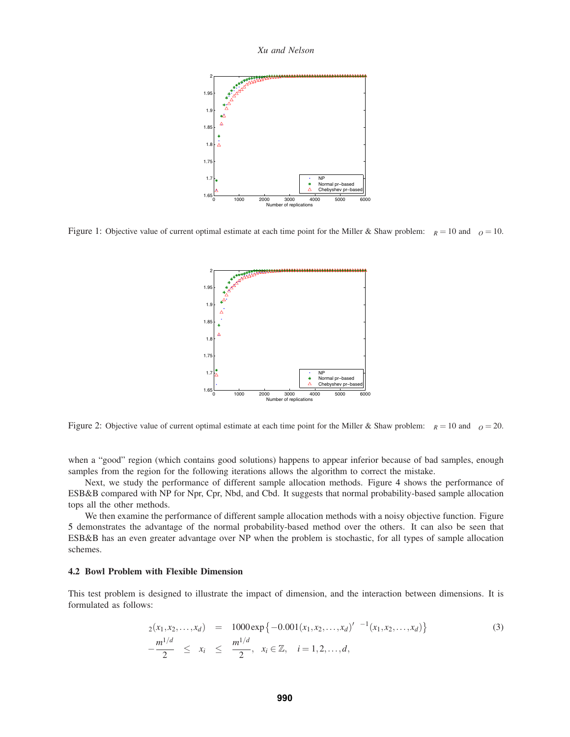Figure 1: Objective value of current optimal estimate at each time point for the Miller & Shaw problem: $R = 10$ and $O = 10$.

Figure 2: Objective value of current optimal estimate at each time point for the Miller & Shaw problem: $R = 10$ and $O = 20$.

when a "good" region (which contains good solutions) happens to appear inferior because of bad samples, enough samples from the region for the following iterations allows the algorithm to correct the mistake.

Next, we study the performance of different sample allocation methods. Figure 4 shows the performance of ESB&B compared with NP for Npr, Cpr, Nbd, and Cbd. It suggests that normal probability-based sample allocation tops all the other methods.

We then examine the performance of different sample allocation methods with a noisy objective function. Figure 5 demonstrates the advantage of the normal probability-based method over the others. It can also be seen that ESB&B has an even greater advantage over NP when the problem is stochastic, for all types of sample allocation schemes.

### 4.2 Bowl Problem with Flexible Dimension

This test problem is designed to illustrate the impact of dimension, and the interaction between dimensions. It is formulated as follows:

$$
\begin{aligned}
{}_2(x_1,x_2,\ldots,x_d) &= 1000\exp\left\{-0.001(x_1,x_2,\ldots,x_d)'\ ^{-1}(x_1,x_2,\ldots,x_d)\right\} \qquad (3)\\
-\frac{m^{1/d}}{2} &\leq x_i \leq \frac{m^{1/d}}{2}, \quad x_i \in \mathbb{Z}, \quad i = 1,2,\ldots,d,
\end{aligned}
$$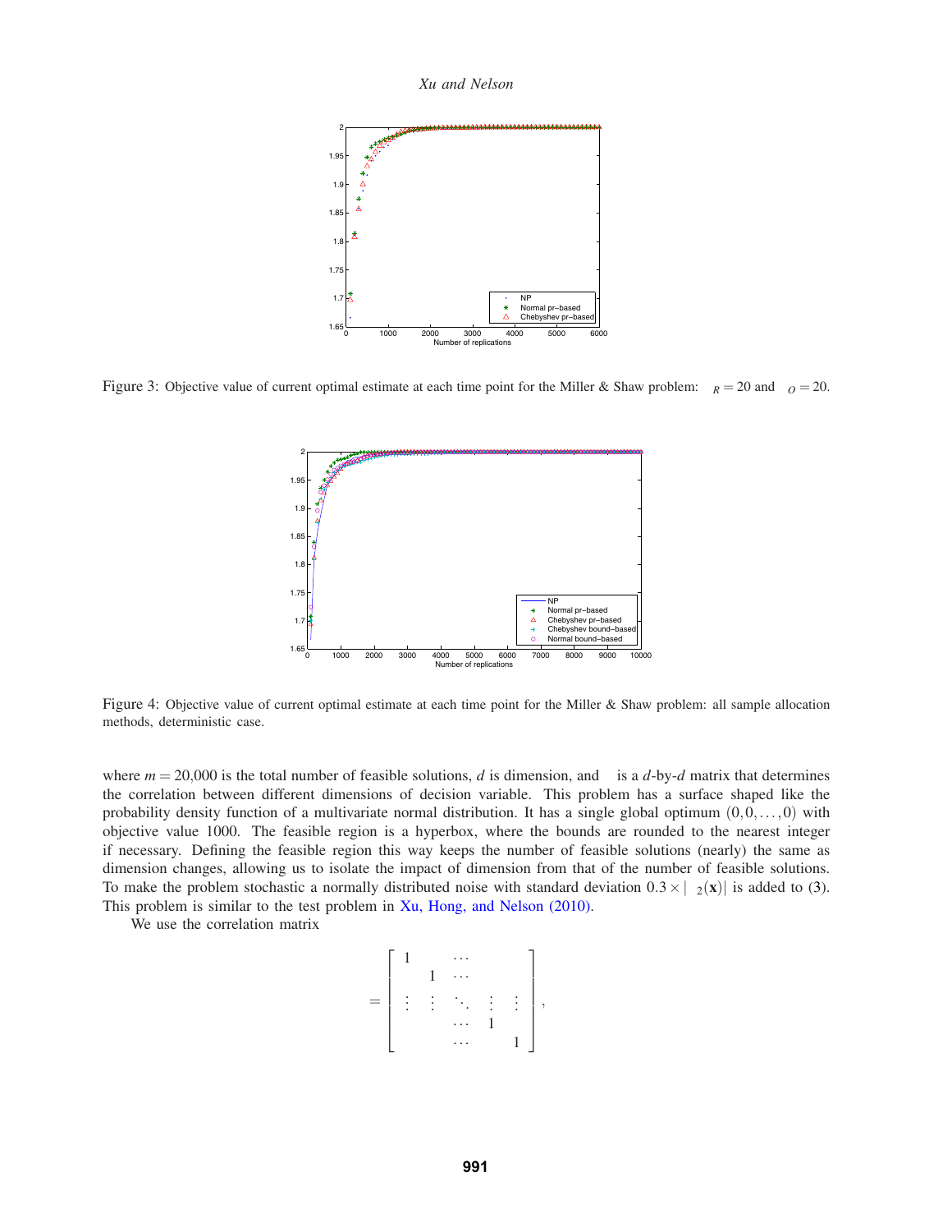Figure 3: Objective value of current optimal estimate at each time point for the Miller & Shaw problem: $\quad_R = 20$ and $\quad_O = 20$.

Figure 4: Objective value of current optimal estimate at each time point for the Miller & Shaw problem: all sample allocation methods, deterministic case.

where $m = 20{,}000$ is the total number of feasible solutions, $d$ is dimension, and $\quad$ is a $d$-by-$d$ matrix that determines the correlation between different dimensions of decision variable. This problem has a surface shaped like the probability density function of a multivariate normal distribution. It has a single global optimum $(0,0,\ldots,0)$ with objective value 1000. The feasible region is a hyperbox, where the bounds are rounded to the nearest integer if necessary. Defining the feasible region this way keeps the number of feasible solutions (nearly) the same as dimension changes, allowing us to isolate the impact of dimension from that of the number of feasible solutions. To make the problem stochastic a normally distributed noise with standard deviation $0.3 \times |\quad_2(\mathbf{x})|$ is added to (3). This problem is similar to the test problem in Xu, Hong, and Nelson (2010).

We use the correlation matrix

$$
= \begin{bmatrix} 1 & & \cdots & & \\ & 1 & \cdots & & \\ \vdots & \vdots & \ddots & \vdots & \vdots \\ & & \cdots & 1 & \\ & & \cdots & & 1 \end{bmatrix},
$$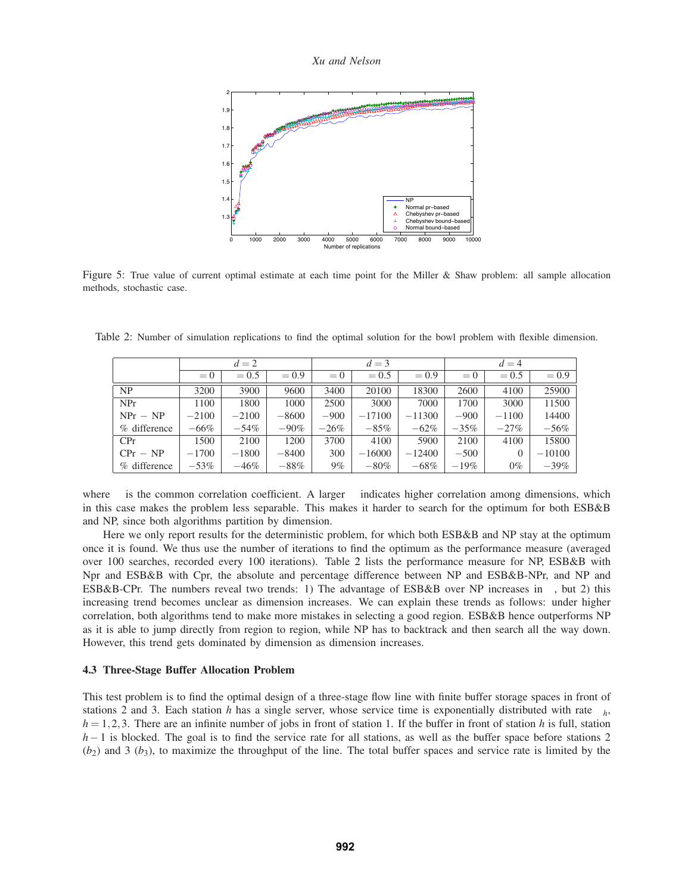Figure 5: True value of current optimal estimate at each time point for the Miller & Shaw problem: all sample allocation methods, stochastic case.

Table 2: Number of simulation replications to find the optimal solution for the bowl problem with flexible dimension.

| | $d = 2$ | | | $d = 3$ | | | $d = 4$ | | |
|---|---|---|---|---|---|---|---|---|---|
| | $= 0$ | $= 0.5$ | $= 0.9$ | $= 0$ | $= 0.5$ | $= 0.9$ | $= 0$ | $= 0.5$ | $= 0.9$ |
| NP | 3200 | 3900 | 9600 | 3400 | 20100 | 18300 | 2600 | 4100 | 25900 |
| NPr | 1100 | 1800 | 1000 | 2500 | 3000 | 7000 | 1700 | 3000 | 11500 |
| NPr − NP | −2100 | −2100 | −8600 | −900 | −17100 | −11300 | −900 | −1100 | 14400 |
| % difference | −66% | −54% | −90% | −26% | −85% | −62% | −35% | −27% | −56% |
| CPr | 1500 | 2100 | 1200 | 3700 | 4100 | 5900 | 2100 | 4100 | 15800 |
| CPr − NP | −1700 | −1800 | −8400 | 300 | −16000 | −12400 | −500 | 0 | −10100 |
| % difference | −53% | −46% | −88% | 9% | −80% | −68% | −19% | 0% | −39% |

where is the common correlation coefficient. A larger indicates higher correlation among dimensions, which in this case makes the problem less separable. This makes it harder to search for the optimum for both ESB&B and NP, since both algorithms partition by dimension.

Here we only report results for the deterministic problem, for which both ESB&B and NP stay at the optimum once it is found. We thus use the number of iterations to find the optimum as the performance measure (averaged over 100 searches, recorded every 100 iterations). Table 2 lists the performance measure for NP, ESB&B with Npr and ESB&B with Cpr, the absolute and percentage difference between NP and ESB&B-NPr, and NP and ESB&B-CPr. The numbers reveal two trends: 1) The advantage of ESB&B over NP increases in , but 2) this increasing trend becomes unclear as dimension increases. We can explain these trends as follows: under higher correlation, both algorithms tend to make more mistakes in selecting a good region. ESB&B hence outperforms NP as it is able to jump directly from region to region, while NP has to backtrack and then search all the way down. However, this trend gets dominated by dimension as dimension increases.

### 4.3 Three-Stage Buffer Allocation Problem

This test problem is to find the optimal design of a three-stage flow line with finite buffer storage spaces in front of stations 2 and 3. Each station $h$ has a single server, whose service time is exponentially distributed with rate $_h$, $h = 1,2,3$. There are an infinite number of jobs in front of station 1. If the buffer in front of station $h$ is full, station $h-1$ is blocked. The goal is to find the service rate for all stations, as well as the buffer space before stations 2 ($b_2$) and 3 ($b_3$), to maximize the throughput of the line. The total buffer spaces and service rate is limited by the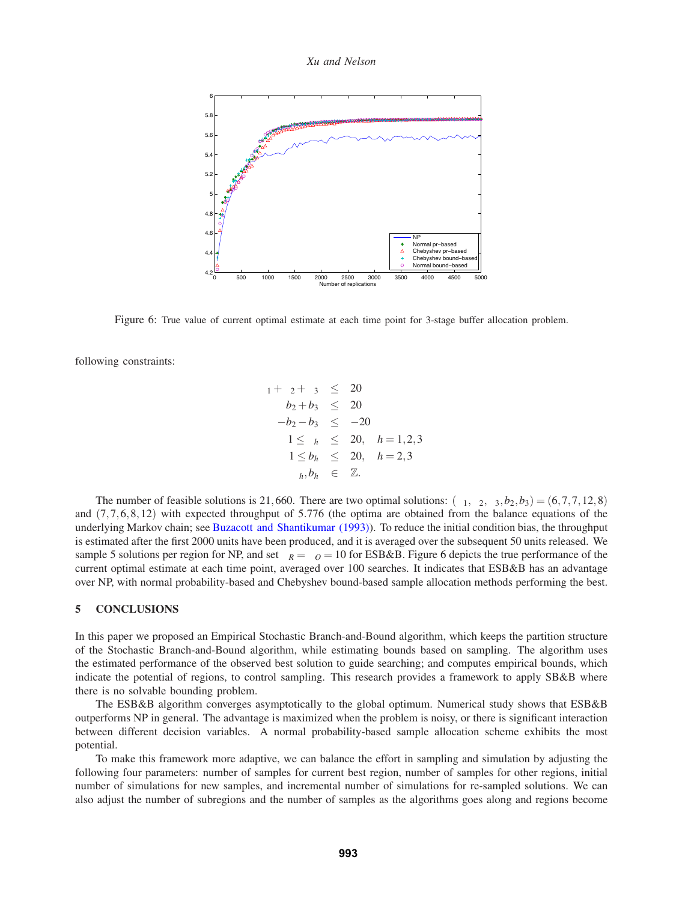Figure 6: True value of current optimal estimate at each time point for 3-stage buffer allocation problem.

following constraints:

$$
\begin{aligned}
r_1 + r_2 + r_3 &\leq 20 \\
b_2 + b_3 &\leq 20 \\
-b_2 - b_3 &\leq -20 \\
1 \leq r_h &\leq 20, \quad h = 1,2,3 \\
1 \leq b_h &\leq 20, \quad h = 2,3 \\
r_h, b_h &\in \mathbb{Z}.
\end{aligned}
$$

The number of feasible solutions is 21,660. There are two optimal solutions: $(r_1, r_2, r_3, b_2, b_3) = (6,7,7,12,8)$ and $(7,7,6,8,12)$ with expected throughput of 5.776 (the optima are obtained from the balance equations of the underlying Markov chain; see Buzacott and Shantikumar (1993)). To reduce the initial condition bias, the throughput is estimated after the first 2000 units have been produced, and it is averaged over the subsequent 50 units released. We sample 5 solutions per region for NP, and set $n_R = n_O = 10$ for ESB&B. Figure 6 depicts the true performance of the current optimal estimate at each time point, averaged over 100 searches. It indicates that ESB&B has an advantage over NP, with normal probability-based and Chebyshev bound-based sample allocation methods performing the best.

## 5 CONCLUSIONS

In this paper we proposed an Empirical Stochastic Branch-and-Bound algorithm, which keeps the partition structure of the Stochastic Branch-and-Bound algorithm, while estimating bounds based on sampling. The algorithm uses the estimated performance of the observed best solution to guide searching; and computes empirical bounds, which indicate the potential of regions, to control sampling. This research provides a framework to apply SB&B where there is no solvable bounding problem.

The ESB&B algorithm converges asymptotically to the global optimum. Numerical study shows that ESB&B outperforms NP in general. The advantage is maximized when the problem is noisy, or there is significant interaction between different decision variables. A normal probability-based sample allocation scheme exhibits the most potential.

To make this framework more adaptive, we can balance the effort in sampling and simulation by adjusting the following four parameters: number of samples for current best region, number of samples for other regions, initial number of simulations for new samples, and incremental number of simulations for re-sampled solutions. We can also adjust the number of subregions and the number of samples as the algorithms goes along and regions become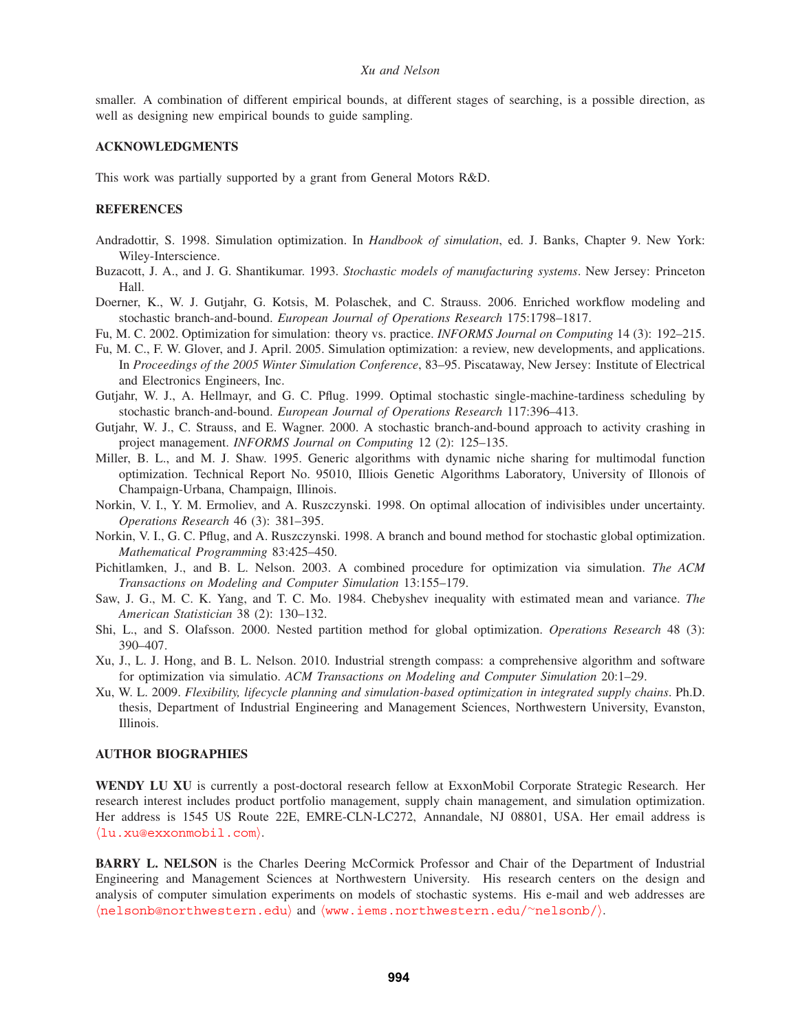smaller. A combination of different empirical bounds, at different stages of searching, is a possible direction, as well as designing new empirical bounds to guide sampling.

## ACKNOWLEDGMENTS

This work was partially supported by a grant from General Motors R&D.

## REFERENCES

Andradottir, S. 1998. Simulation optimization. In *Handbook of simulation*, ed. J. Banks, Chapter 9. New York: Wiley-Interscience.

Buzacott, J. A., and J. G. Shantikumar. 1993. *Stochastic models of manufacturing systems*. New Jersey: Princeton Hall.

Doerner, K., W. J. Gutjahr, G. Kotsis, M. Polaschek, and C. Strauss. 2006. Enriched workflow modeling and stochastic branch-and-bound. *European Journal of Operations Research* 175:1798–1817.

Fu, M. C. 2002. Optimization for simulation: theory vs. practice. *INFORMS Journal on Computing* 14 (3): 192–215.

Fu, M. C., F. W. Glover, and J. April. 2005. Simulation optimization: a review, new developments, and applications. In *Proceedings of the 2005 Winter Simulation Conference*, 83–95. Piscataway, New Jersey: Institute of Electrical and Electronics Engineers, Inc.

Gutjahr, W. J., A. Hellmayr, and G. C. Pflug. 1999. Optimal stochastic single-machine-tardiness scheduling by stochastic branch-and-bound. *European Journal of Operations Research* 117:396–413.

Gutjahr, W. J., C. Strauss, and E. Wagner. 2000. A stochastic branch-and-bound approach to activity crashing in project management. *INFORMS Journal on Computing* 12 (2): 125–135.

Miller, B. L., and M. J. Shaw. 1995. Generic algorithms with dynamic niche sharing for multimodal function optimization. Technical Report No. 95010, Illiois Genetic Algorithms Laboratory, University of Illonois of Champaign-Urbana, Champaign, Illinois.

Norkin, V. I., Y. M. Ermoliev, and A. Ruszczynski. 1998. On optimal allocation of indivisibles under uncertainty. *Operations Research* 46 (3): 381–395.

Norkin, V. I., G. C. Pflug, and A. Ruszczynski. 1998. A branch and bound method for stochastic global optimization. *Mathematical Programming* 83:425–450.

Pichitlamken, J., and B. L. Nelson. 2003. A combined procedure for optimization via simulation. *The ACM Transactions on Modeling and Computer Simulation* 13:155–179.

Saw, J. G., M. C. K. Yang, and T. C. Mo. 1984. Chebyshev inequality with estimated mean and variance. *The American Statistician* 38 (2): 130–132.

Shi, L., and S. Olafsson. 2000. Nested partition method for global optimization. *Operations Research* 48 (3): 390–407.

Xu, J., L. J. Hong, and B. L. Nelson. 2010. Industrial strength compass: a comprehensive algorithm and software for optimization via simulatio. *ACM Transactions on Modeling and Computer Simulation* 20:1–29.

Xu, W. L. 2009. *Flexibility, lifecycle planning and simulation-based optimization in integrated supply chains*. Ph.D. thesis, Department of Industrial Engineering and Management Sciences, Northwestern University, Evanston, Illinois.

## AUTHOR BIOGRAPHIES

**WENDY LU XU** is currently a post-doctoral research fellow at ExxonMobil Corporate Strategic Research. Her research interest includes product portfolio management, supply chain management, and simulation optimization. Her address is 1545 US Route 22E, EMRE-CLN-LC272, Annandale, NJ 08801, USA. Her email address is ⟨lu.xu@exxonmobil.com⟩.

**BARRY L. NELSON** is the Charles Deering McCormick Professor and Chair of the Department of Industrial Engineering and Management Sciences at Northwestern University. His research centers on the design and analysis of computer simulation experiments on models of stochastic systems. His e-mail and web addresses are ⟨nelsonb@northwestern.edu⟩ and ⟨www.iems.northwestern.edu/~nelsonb/⟩.